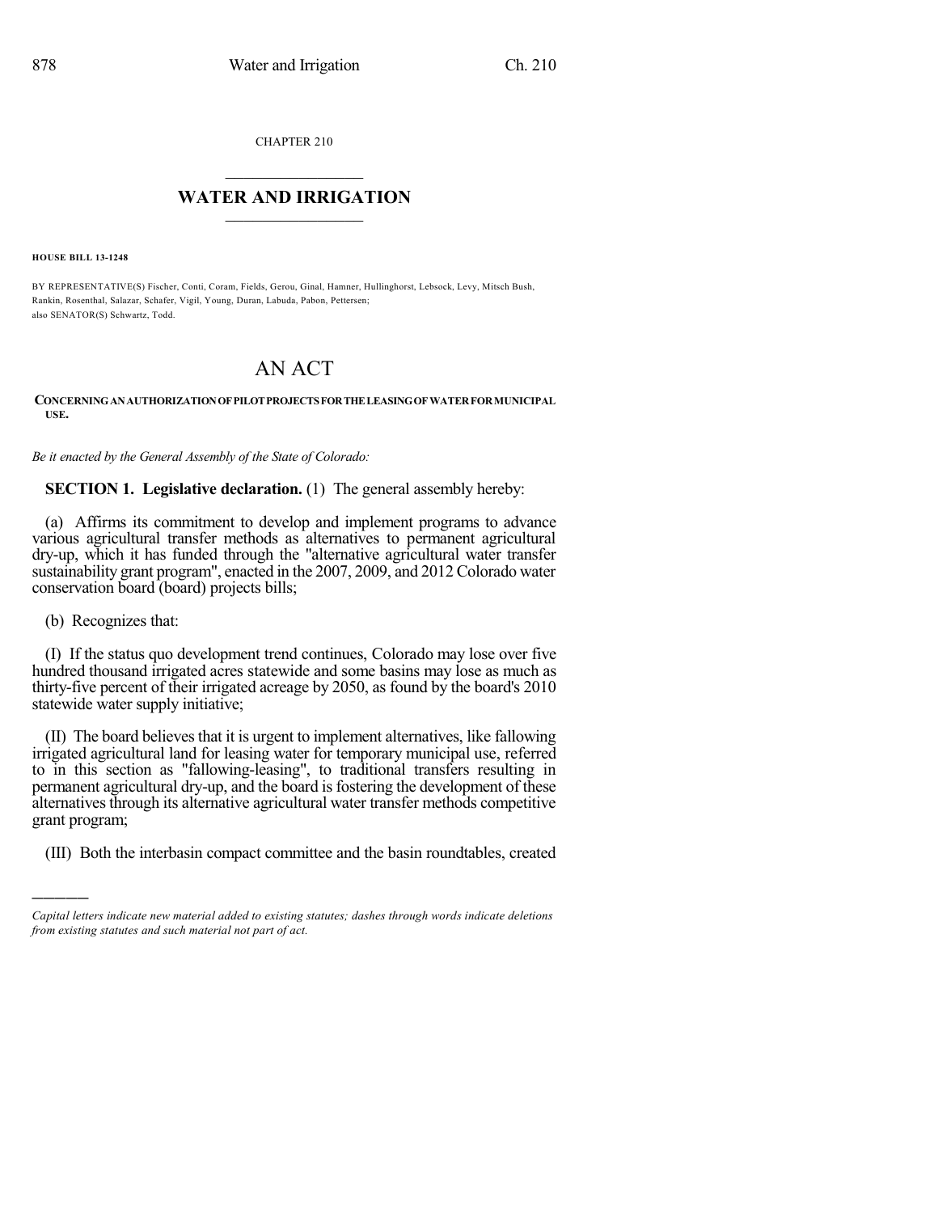CHAPTER 210

# WATER AND IRRIGATION

**HOUSE BILL 13-1248**

BY REPRESENTATIVE(S) Fischer, Conti, Coram, Fields, Gerou, Ginal, Hamner, Hullinghorst, Lebsock, Levy, Mitsch Bush, Rankin, Rosenthal, Salazar, Schafer, Vigil, Young, Duran, Labuda, Pabon, Pettersen;
also SENATOR(S) Schwartz, Todd.

# AN ACT

**CONCERNING AN AUTHORIZATION OF PILOT PROJECTS FOR THE LEASING OF WATER FOR MUNICIPAL USE.**

*Be it enacted by the General Assembly of the State of Colorado:*

**SECTION 1. Legislative declaration.** (1) The general assembly hereby:

(a) Affirms its commitment to develop and implement programs to advance various agricultural transfer methods as alternatives to permanent agricultural dry-up, which it has funded through the "alternative agricultural water transfer sustainability grant program", enacted in the 2007, 2009, and 2012 Colorado water conservation board (board) projects bills;

(b) Recognizes that:

(I) If the status quo development trend continues, Colorado may lose over five hundred thousand irrigated acres statewide and some basins may lose as much as thirty-five percent of their irrigated acreage by 2050, as found by the board's 2010 statewide water supply initiative;

(II) The board believes that it is urgent to implement alternatives, like fallowing irrigated agricultural land for leasing water for temporary municipal use, referred to in this section as "fallowing-leasing", to traditional transfers resulting in permanent agricultural dry-up, and the board is fostering the development of these alternatives through its alternative agricultural water transfer methods competitive grant program;

(III) Both the interbasin compact committee and the basin roundtables, created

---

*Capital letters indicate new material added to existing statutes; dashes through words indicate deletions from existing statutes and such material not part of act.*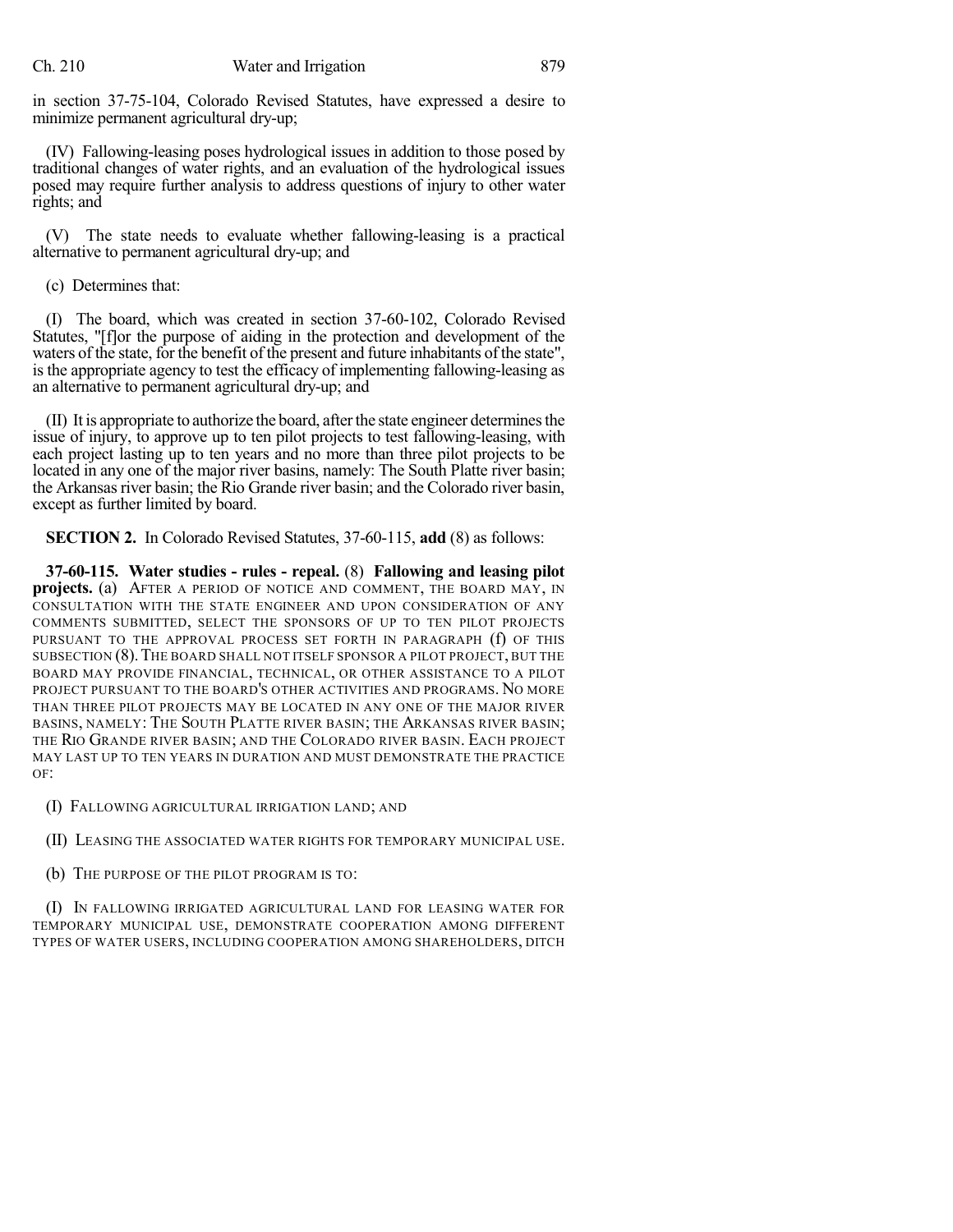in section 37-75-104, Colorado Revised Statutes, have expressed a desire to minimize permanent agricultural dry-up;

(IV) Fallowing-leasing poses hydrological issues in addition to those posed by traditional changes of water rights, and an evaluation of the hydrological issues posed may require further analysis to address questions of injury to other water rights; and

(V) The state needs to evaluate whether fallowing-leasing is a practical alternative to permanent agricultural dry-up; and

(c) Determines that:

(I) The board, which was created in section 37-60-102, Colorado Revised Statutes, "[f]or the purpose of aiding in the protection and development of the waters of the state, for the benefit of the present and future inhabitants of the state", is the appropriate agency to test the efficacy of implementing fallowing-leasing as an alternative to permanent agricultural dry-up; and

(II) It is appropriate to authorize the board, after the state engineer determines the issue of injury, to approve up to ten pilot projects to test fallowing-leasing, with each project lasting up to ten years and no more than three pilot projects to be located in any one of the major river basins, namely: The South Platte river basin; the Arkansas river basin; the Rio Grande river basin; and the Colorado river basin, except as further limited by board.

**SECTION 2.** In Colorado Revised Statutes, 37-60-115, **add** (8) as follows:

**37-60-115. Water studies - rules - repeal.** (8) **Fallowing and leasing pilot projects.** (a) AFTER A PERIOD OF NOTICE AND COMMENT, THE BOARD MAY, IN CONSULTATION WITH THE STATE ENGINEER AND UPON CONSIDERATION OF ANY COMMENTS SUBMITTED, SELECT THE SPONSORS OF UP TO TEN PILOT PROJECTS PURSUANT TO THE APPROVAL PROCESS SET FORTH IN PARAGRAPH (f) OF THIS SUBSECTION (8). THE BOARD SHALL NOT ITSELF SPONSOR A PILOT PROJECT, BUT THE BOARD MAY PROVIDE FINANCIAL, TECHNICAL, OR OTHER ASSISTANCE TO A PILOT PROJECT PURSUANT TO THE BOARD'S OTHER ACTIVITIES AND PROGRAMS. NO MORE THAN THREE PILOT PROJECTS MAY BE LOCATED IN ANY ONE OF THE MAJOR RIVER BASINS, NAMELY: THE SOUTH PLATTE RIVER BASIN; THE ARKANSAS RIVER BASIN; THE RIO GRANDE RIVER BASIN; AND THE COLORADO RIVER BASIN. EACH PROJECT MAY LAST UP TO TEN YEARS IN DURATION AND MUST DEMONSTRATE THE PRACTICE OF:

(I) FALLOWING AGRICULTURAL IRRIGATION LAND; AND

(II) LEASING THE ASSOCIATED WATER RIGHTS FOR TEMPORARY MUNICIPAL USE.

(b) THE PURPOSE OF THE PILOT PROGRAM IS TO:

(I) IN FALLOWING IRRIGATED AGRICULTURAL LAND FOR LEASING WATER FOR TEMPORARY MUNICIPAL USE, DEMONSTRATE COOPERATION AMONG DIFFERENT TYPES OF WATER USERS, INCLUDING COOPERATION AMONG SHAREHOLDERS, DITCH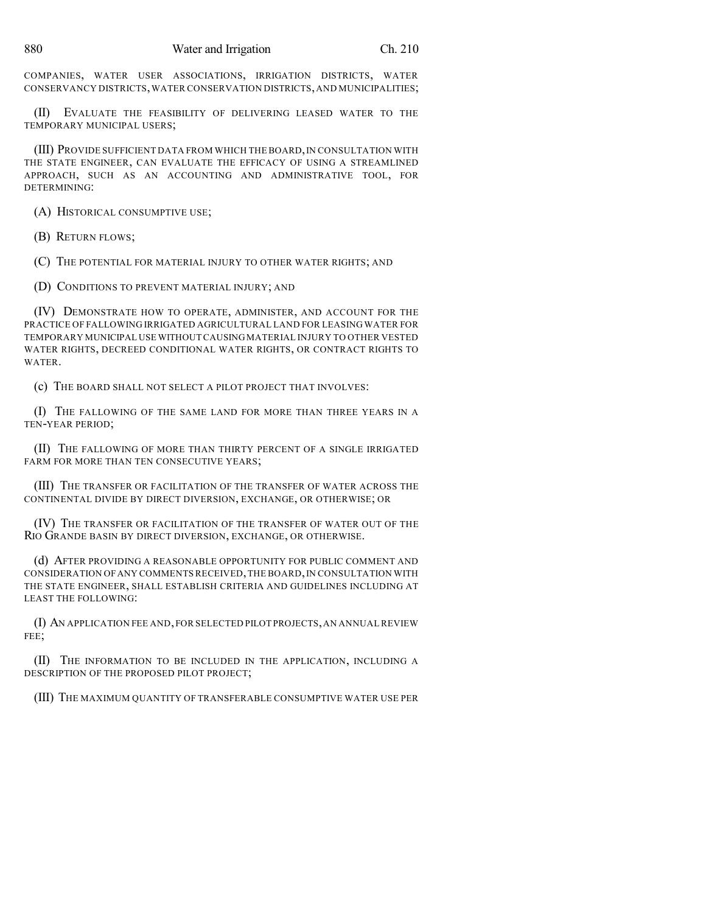COMPANIES, WATER USER ASSOCIATIONS, IRRIGATION DISTRICTS, WATER CONSERVANCY DISTRICTS, WATER CONSERVATION DISTRICTS, AND MUNICIPALITIES;

(II) EVALUATE THE FEASIBILITY OF DELIVERING LEASED WATER TO THE TEMPORARY MUNICIPAL USERS;

(III) PROVIDE SUFFICIENT DATA FROM WHICH THE BOARD, IN CONSULTATION WITH THE STATE ENGINEER, CAN EVALUATE THE EFFICACY OF USING A STREAMLINED APPROACH, SUCH AS AN ACCOUNTING AND ADMINISTRATIVE TOOL, FOR DETERMINING:

(A) HISTORICAL CONSUMPTIVE USE;

(B) RETURN FLOWS;

(C) THE POTENTIAL FOR MATERIAL INJURY TO OTHER WATER RIGHTS; AND

(D) CONDITIONS TO PREVENT MATERIAL INJURY; AND

(IV) DEMONSTRATE HOW TO OPERATE, ADMINISTER, AND ACCOUNT FOR THE PRACTICE OF FALLOWING IRRIGATED AGRICULTURAL LAND FOR LEASING WATER FOR TEMPORARY MUNICIPAL USE WITHOUT CAUSING MATERIAL INJURY TO OTHER VESTED WATER RIGHTS, DECREED CONDITIONAL WATER RIGHTS, OR CONTRACT RIGHTS TO WATER.

(c) THE BOARD SHALL NOT SELECT A PILOT PROJECT THAT INVOLVES:

(I) THE FALLOWING OF THE SAME LAND FOR MORE THAN THREE YEARS IN A TEN-YEAR PERIOD;

(II) THE FALLOWING OF MORE THAN THIRTY PERCENT OF A SINGLE IRRIGATED FARM FOR MORE THAN TEN CONSECUTIVE YEARS;

(III) THE TRANSFER OR FACILITATION OF THE TRANSFER OF WATER ACROSS THE CONTINENTAL DIVIDE BY DIRECT DIVERSION, EXCHANGE, OR OTHERWISE; OR

(IV) THE TRANSFER OR FACILITATION OF THE TRANSFER OF WATER OUT OF THE RIO GRANDE BASIN BY DIRECT DIVERSION, EXCHANGE, OR OTHERWISE.

(d) AFTER PROVIDING A REASONABLE OPPORTUNITY FOR PUBLIC COMMENT AND CONSIDERATION OF ANY COMMENTS RECEIVED, THE BOARD, IN CONSULTATION WITH THE STATE ENGINEER, SHALL ESTABLISH CRITERIA AND GUIDELINES INCLUDING AT LEAST THE FOLLOWING:

(I) AN APPLICATION FEE AND, FOR SELECTED PILOT PROJECTS, AN ANNUAL REVIEW FEE;

(II) THE INFORMATION TO BE INCLUDED IN THE APPLICATION, INCLUDING A DESCRIPTION OF THE PROPOSED PILOT PROJECT;

(III) THE MAXIMUM QUANTITY OF TRANSFERABLE CONSUMPTIVE WATER USE PER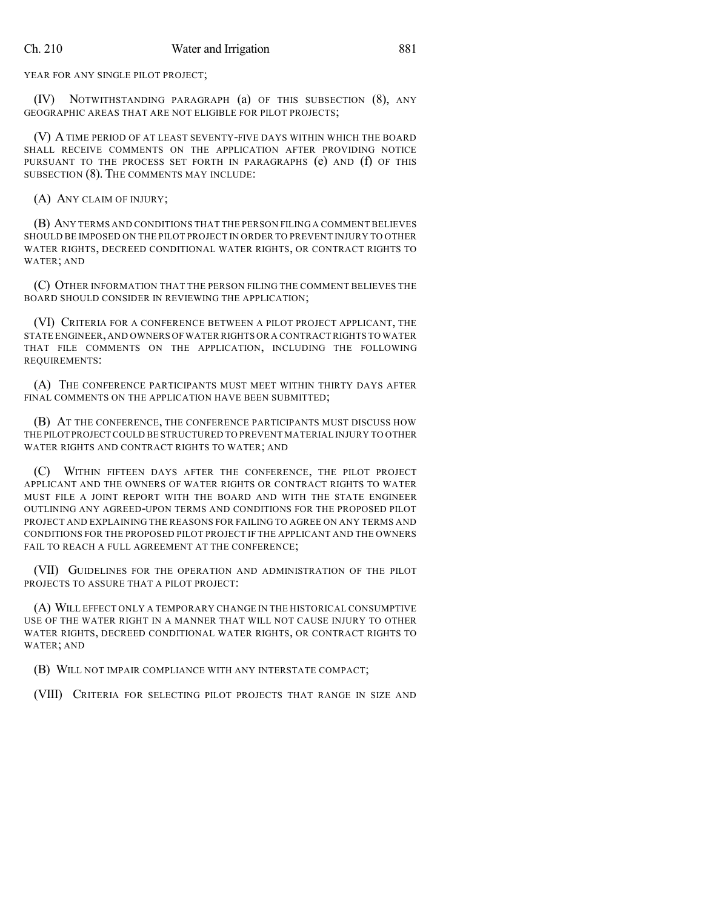YEAR FOR ANY SINGLE PILOT PROJECT;

(IV) NOTWITHSTANDING PARAGRAPH (a) OF THIS SUBSECTION (8), ANY GEOGRAPHIC AREAS THAT ARE NOT ELIGIBLE FOR PILOT PROJECTS;

(V) A TIME PERIOD OF AT LEAST SEVENTY-FIVE DAYS WITHIN WHICH THE BOARD SHALL RECEIVE COMMENTS ON THE APPLICATION AFTER PROVIDING NOTICE PURSUANT TO THE PROCESS SET FORTH IN PARAGRAPHS (e) AND (f) OF THIS SUBSECTION (8). THE COMMENTS MAY INCLUDE:

(A) ANY CLAIM OF INJURY;

(B) ANY TERMS AND CONDITIONS THAT THE PERSON FILING A COMMENT BELIEVES SHOULD BE IMPOSED ON THE PILOT PROJECT IN ORDER TO PREVENT INJURY TO OTHER WATER RIGHTS, DECREED CONDITIONAL WATER RIGHTS, OR CONTRACT RIGHTS TO WATER; AND

(C) OTHER INFORMATION THAT THE PERSON FILING THE COMMENT BELIEVES THE BOARD SHOULD CONSIDER IN REVIEWING THE APPLICATION;

(VI) CRITERIA FOR A CONFERENCE BETWEEN A PILOT PROJECT APPLICANT, THE STATE ENGINEER, AND OWNERS OF WATER RIGHTS OR A CONTRACT RIGHTS TO WATER THAT FILE COMMENTS ON THE APPLICATION, INCLUDING THE FOLLOWING REQUIREMENTS:

(A) THE CONFERENCE PARTICIPANTS MUST MEET WITHIN THIRTY DAYS AFTER FINAL COMMENTS ON THE APPLICATION HAVE BEEN SUBMITTED;

(B) AT THE CONFERENCE, THE CONFERENCE PARTICIPANTS MUST DISCUSS HOW THE PILOT PROJECT COULD BE STRUCTURED TO PREVENT MATERIAL INJURY TO OTHER WATER RIGHTS AND CONTRACT RIGHTS TO WATER; AND

(C) WITHIN FIFTEEN DAYS AFTER THE CONFERENCE, THE PILOT PROJECT APPLICANT AND THE OWNERS OF WATER RIGHTS OR CONTRACT RIGHTS TO WATER MUST FILE A JOINT REPORT WITH THE BOARD AND WITH THE STATE ENGINEER OUTLINING ANY AGREED-UPON TERMS AND CONDITIONS FOR THE PROPOSED PILOT PROJECT AND EXPLAINING THE REASONS FOR FAILING TO AGREE ON ANY TERMS AND CONDITIONS FOR THE PROPOSED PILOT PROJECT IF THE APPLICANT AND THE OWNERS FAIL TO REACH A FULL AGREEMENT AT THE CONFERENCE;

(VII) GUIDELINES FOR THE OPERATION AND ADMINISTRATION OF THE PILOT PROJECTS TO ASSURE THAT A PILOT PROJECT:

(A) WILL EFFECT ONLY A TEMPORARY CHANGE IN THE HISTORICAL CONSUMPTIVE USE OF THE WATER RIGHT IN A MANNER THAT WILL NOT CAUSE INJURY TO OTHER WATER RIGHTS, DECREED CONDITIONAL WATER RIGHTS, OR CONTRACT RIGHTS TO WATER; AND

(B) WILL NOT IMPAIR COMPLIANCE WITH ANY INTERSTATE COMPACT;

(VIII) CRITERIA FOR SELECTING PILOT PROJECTS THAT RANGE IN SIZE AND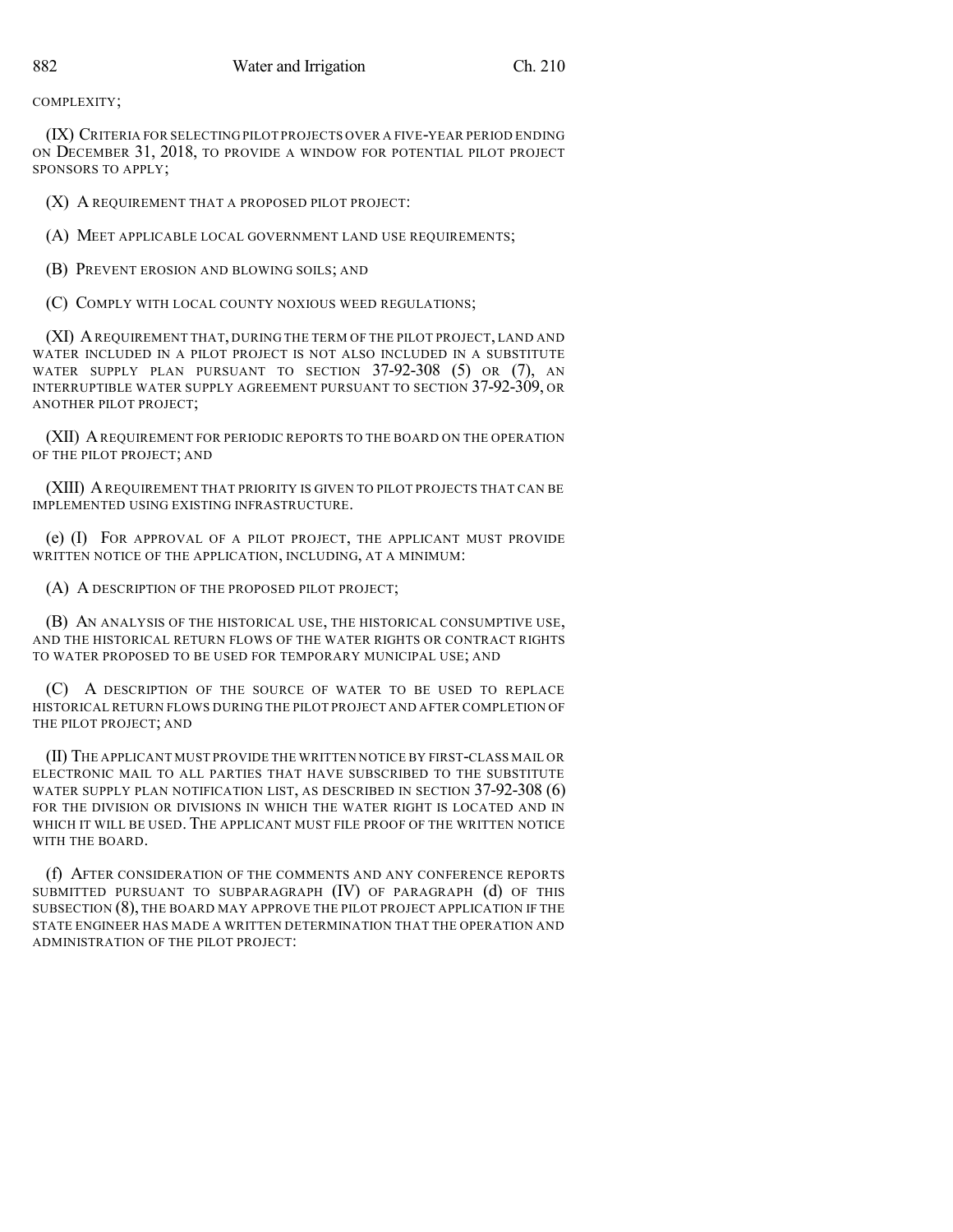COMPLEXITY;

(IX) CRITERIA FOR SELECTING PILOT PROJECTS OVER A FIVE-YEAR PERIOD ENDING ON DECEMBER 31, 2018, TO PROVIDE A WINDOW FOR POTENTIAL PILOT PROJECT SPONSORS TO APPLY;

(X) A REQUIREMENT THAT A PROPOSED PILOT PROJECT:

(A) MEET APPLICABLE LOCAL GOVERNMENT LAND USE REQUIREMENTS;

(B) PREVENT EROSION AND BLOWING SOILS; AND

(C) COMPLY WITH LOCAL COUNTY NOXIOUS WEED REGULATIONS;

(XI) A REQUIREMENT THAT, DURING THE TERM OF THE PILOT PROJECT, LAND AND WATER INCLUDED IN A PILOT PROJECT IS NOT ALSO INCLUDED IN A SUBSTITUTE WATER SUPPLY PLAN PURSUANT TO SECTION 37-92-308 (5) OR (7), AN INTERRUPTIBLE WATER SUPPLY AGREEMENT PURSUANT TO SECTION 37-92-309, OR ANOTHER PILOT PROJECT;

(XII) A REQUIREMENT FOR PERIODIC REPORTS TO THE BOARD ON THE OPERATION OF THE PILOT PROJECT; AND

(XIII) A REQUIREMENT THAT PRIORITY IS GIVEN TO PILOT PROJECTS THAT CAN BE IMPLEMENTED USING EXISTING INFRASTRUCTURE.

(e) (I) FOR APPROVAL OF A PILOT PROJECT, THE APPLICANT MUST PROVIDE WRITTEN NOTICE OF THE APPLICATION, INCLUDING, AT A MINIMUM:

(A) A DESCRIPTION OF THE PROPOSED PILOT PROJECT;

(B) AN ANALYSIS OF THE HISTORICAL USE, THE HISTORICAL CONSUMPTIVE USE, AND THE HISTORICAL RETURN FLOWS OF THE WATER RIGHTS OR CONTRACT RIGHTS TO WATER PROPOSED TO BE USED FOR TEMPORARY MUNICIPAL USE; AND

(C) A DESCRIPTION OF THE SOURCE OF WATER TO BE USED TO REPLACE HISTORICAL RETURN FLOWS DURING THE PILOT PROJECT AND AFTER COMPLETION OF THE PILOT PROJECT; AND

(II) THE APPLICANT MUST PROVIDE THE WRITTEN NOTICE BY FIRST-CLASS MAIL OR ELECTRONIC MAIL TO ALL PARTIES THAT HAVE SUBSCRIBED TO THE SUBSTITUTE WATER SUPPLY PLAN NOTIFICATION LIST, AS DESCRIBED IN SECTION 37-92-308 (6) FOR THE DIVISION OR DIVISIONS IN WHICH THE WATER RIGHT IS LOCATED AND IN WHICH IT WILL BE USED. THE APPLICANT MUST FILE PROOF OF THE WRITTEN NOTICE WITH THE BOARD.

(f) AFTER CONSIDERATION OF THE COMMENTS AND ANY CONFERENCE REPORTS SUBMITTED PURSUANT TO SUBPARAGRAPH (IV) OF PARAGRAPH (d) OF THIS SUBSECTION (8), THE BOARD MAY APPROVE THE PILOT PROJECT APPLICATION IF THE STATE ENGINEER HAS MADE A WRITTEN DETERMINATION THAT THE OPERATION AND ADMINISTRATION OF THE PILOT PROJECT: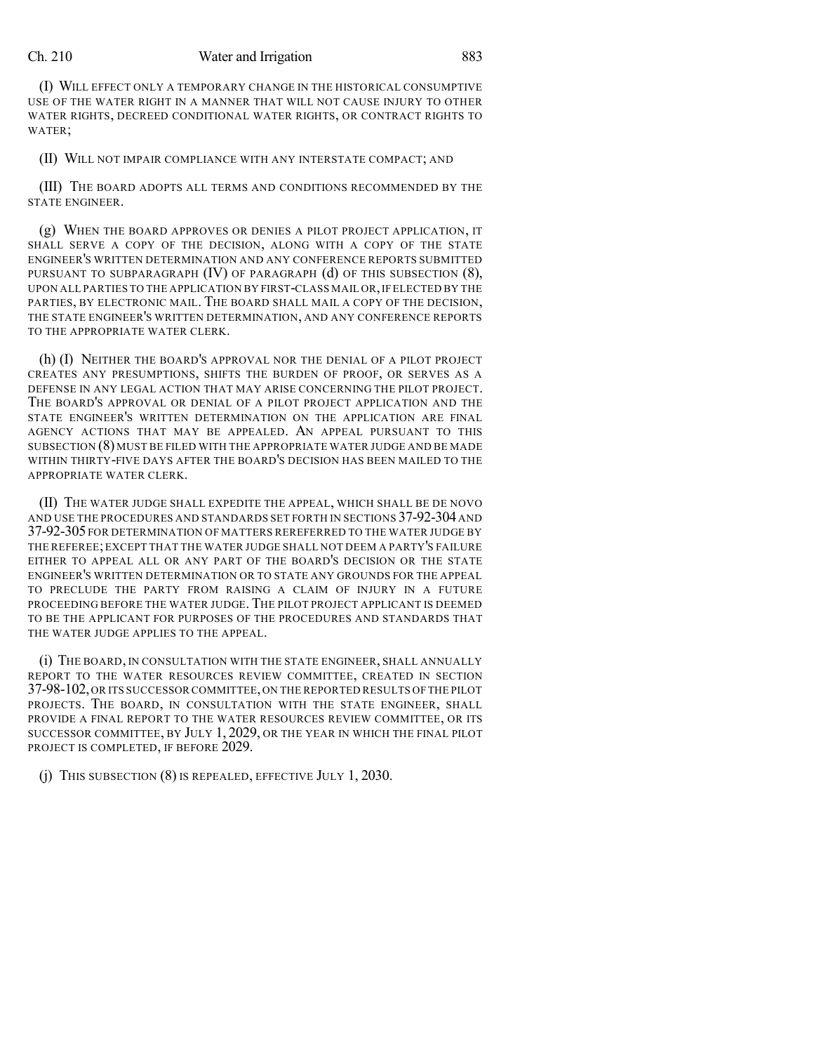(I) WILL EFFECT ONLY A TEMPORARY CHANGE IN THE HISTORICAL CONSUMPTIVE USE OF THE WATER RIGHT IN A MANNER THAT WILL NOT CAUSE INJURY TO OTHER WATER RIGHTS, DECREED CONDITIONAL WATER RIGHTS, OR CONTRACT RIGHTS TO WATER;

(II) WILL NOT IMPAIR COMPLIANCE WITH ANY INTERSTATE COMPACT; AND

(III) THE BOARD ADOPTS ALL TERMS AND CONDITIONS RECOMMENDED BY THE STATE ENGINEER.

(g) WHEN THE BOARD APPROVES OR DENIES A PILOT PROJECT APPLICATION, IT SHALL SERVE A COPY OF THE DECISION, ALONG WITH A COPY OF THE STATE ENGINEER'S WRITTEN DETERMINATION AND ANY CONFERENCE REPORTS SUBMITTED PURSUANT TO SUBPARAGRAPH (IV) OF PARAGRAPH (d) OF THIS SUBSECTION (8), UPON ALL PARTIES TO THE APPLICATION BY FIRST-CLASS MAIL OR, IF ELECTED BY THE PARTIES, BY ELECTRONIC MAIL. THE BOARD SHALL MAIL A COPY OF THE DECISION, THE STATE ENGINEER'S WRITTEN DETERMINATION, AND ANY CONFERENCE REPORTS TO THE APPROPRIATE WATER CLERK.

(h) (I) NEITHER THE BOARD'S APPROVAL NOR THE DENIAL OF A PILOT PROJECT CREATES ANY PRESUMPTIONS, SHIFTS THE BURDEN OF PROOF, OR SERVES AS A DEFENSE IN ANY LEGAL ACTION THAT MAY ARISE CONCERNING THE PILOT PROJECT. THE BOARD'S APPROVAL OR DENIAL OF A PILOT PROJECT APPLICATION AND THE STATE ENGINEER'S WRITTEN DETERMINATION ON THE APPLICATION ARE FINAL AGENCY ACTIONS THAT MAY BE APPEALED. AN APPEAL PURSUANT TO THIS SUBSECTION (8) MUST BE FILED WITH THE APPROPRIATE WATER JUDGE AND BE MADE WITHIN THIRTY-FIVE DAYS AFTER THE BOARD'S DECISION HAS BEEN MAILED TO THE APPROPRIATE WATER CLERK.

(II) THE WATER JUDGE SHALL EXPEDITE THE APPEAL, WHICH SHALL BE DE NOVO AND USE THE PROCEDURES AND STANDARDS SET FORTH IN SECTIONS 37-92-304 AND 37-92-305 FOR DETERMINATION OF MATTERS REREFERRED TO THE WATER JUDGE BY THE REFEREE; EXCEPT THAT THE WATER JUDGE SHALL NOT DEEM A PARTY'S FAILURE EITHER TO APPEAL ALL OR ANY PART OF THE BOARD'S DECISION OR THE STATE ENGINEER'S WRITTEN DETERMINATION OR TO STATE ANY GROUNDS FOR THE APPEAL TO PRECLUDE THE PARTY FROM RAISING A CLAIM OF INJURY IN A FUTURE PROCEEDING BEFORE THE WATER JUDGE. THE PILOT PROJECT APPLICANT IS DEEMED TO BE THE APPLICANT FOR PURPOSES OF THE PROCEDURES AND STANDARDS THAT THE WATER JUDGE APPLIES TO THE APPEAL.

(i) THE BOARD, IN CONSULTATION WITH THE STATE ENGINEER, SHALL ANNUALLY REPORT TO THE WATER RESOURCES REVIEW COMMITTEE, CREATED IN SECTION 37-98-102, OR ITS SUCCESSOR COMMITTEE, ON THE REPORTED RESULTS OF THE PILOT PROJECTS. THE BOARD, IN CONSULTATION WITH THE STATE ENGINEER, SHALL PROVIDE A FINAL REPORT TO THE WATER RESOURCES REVIEW COMMITTEE, OR ITS SUCCESSOR COMMITTEE, BY JULY 1, 2029, OR THE YEAR IN WHICH THE FINAL PILOT PROJECT IS COMPLETED, IF BEFORE 2029.

(j) THIS SUBSECTION (8) IS REPEALED, EFFECTIVE JULY 1, 2030.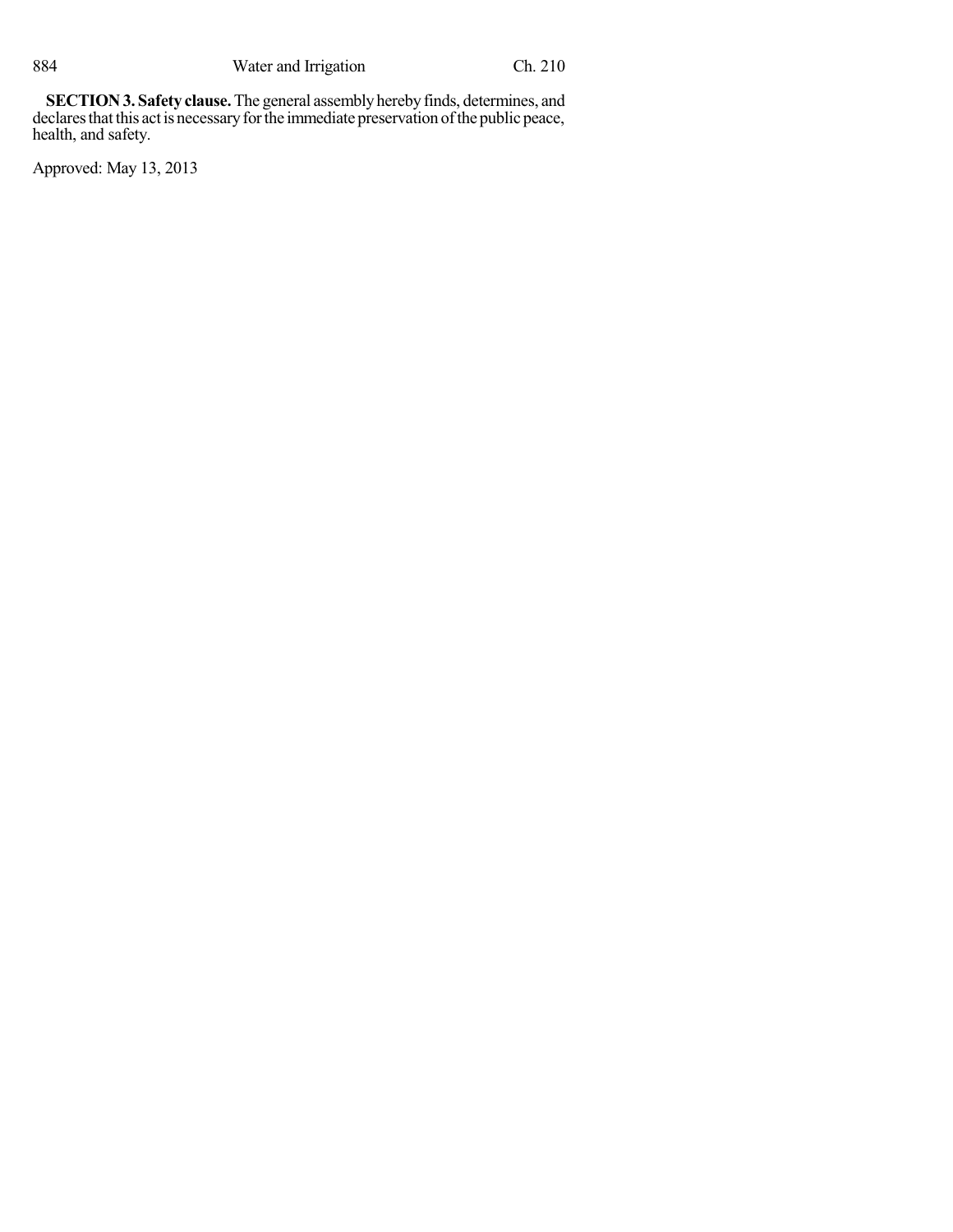**SECTION 3. Safety clause.** The general assembly hereby finds, determines, and declares that this act is necessary for the immediate preservation of the public peace, health, and safety.

Approved: May 13, 2013